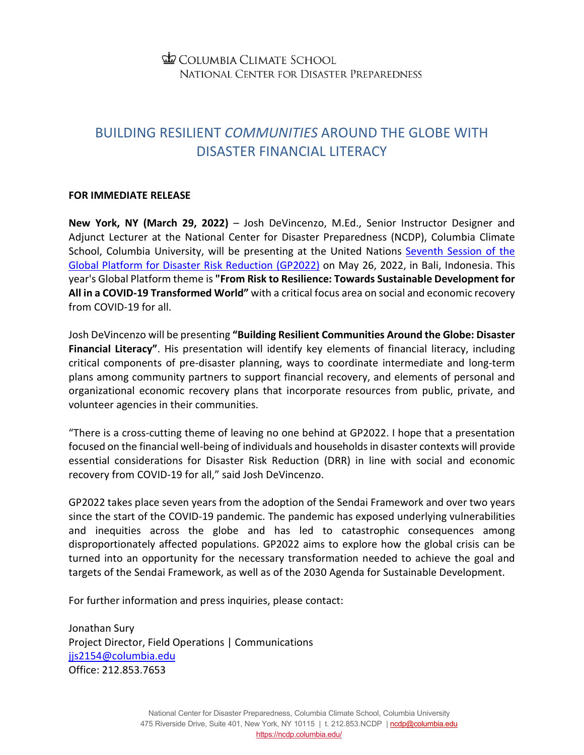COLUMBIA CLIMATE SCHOOL
NATIONAL CENTER FOR DISASTER PREPAREDNESS

# BUILDING RESILIENT *COMMUNITIES* AROUND THE GLOBE WITH DISASTER FINANCIAL LITERACY

**FOR IMMEDIATE RELEASE**

**New York, NY (March 29, 2022)** – Josh DeVincenzo, M.Ed., Senior Instructor Designer and Adjunct Lecturer at the National Center for Disaster Preparedness (NCDP), Columbia Climate School, Columbia University, will be presenting at the United Nations [Seventh Session of the Global Platform for Disaster Risk Reduction (GP2022)]() on May 26, 2022, in Bali, Indonesia. This year's Global Platform theme is **"From Risk to Resilience: Towards Sustainable Development for All in a COVID-19 Transformed World"** with a critical focus area on social and economic recovery from COVID-19 for all.

Josh DeVincenzo will be presenting **"Building Resilient Communities Around the Globe: Disaster Financial Literacy"**. His presentation will identify key elements of financial literacy, including critical components of pre-disaster planning, ways to coordinate intermediate and long-term plans among community partners to support financial recovery, and elements of personal and organizational economic recovery plans that incorporate resources from public, private, and volunteer agencies in their communities.

"There is a cross-cutting theme of leaving no one behind at GP2022. I hope that a presentation focused on the financial well-being of individuals and households in disaster contexts will provide essential considerations for Disaster Risk Reduction (DRR) in line with social and economic recovery from COVID-19 for all," said Josh DeVincenzo.

GP2022 takes place seven years from the adoption of the Sendai Framework and over two years since the start of the COVID-19 pandemic. The pandemic has exposed underlying vulnerabilities and inequities across the globe and has led to catastrophic consequences among disproportionately affected populations. GP2022 aims to explore how the global crisis can be turned into an opportunity for the necessary transformation needed to achieve the goal and targets of the Sendai Framework, as well as of the 2030 Agenda for Sustainable Development.

For further information and press inquiries, please contact:

Jonathan Sury
Project Director, Field Operations | Communications
jjs2154@columbia.edu
Office: 212.853.7653

National Center for Disaster Preparedness, Columbia Climate School, Columbia University
475 Riverside Drive, Suite 401, New York, NY 10115 | t. 212.853.NCDP | ncdp@columbia.edu
https://ncdp.columbia.edu/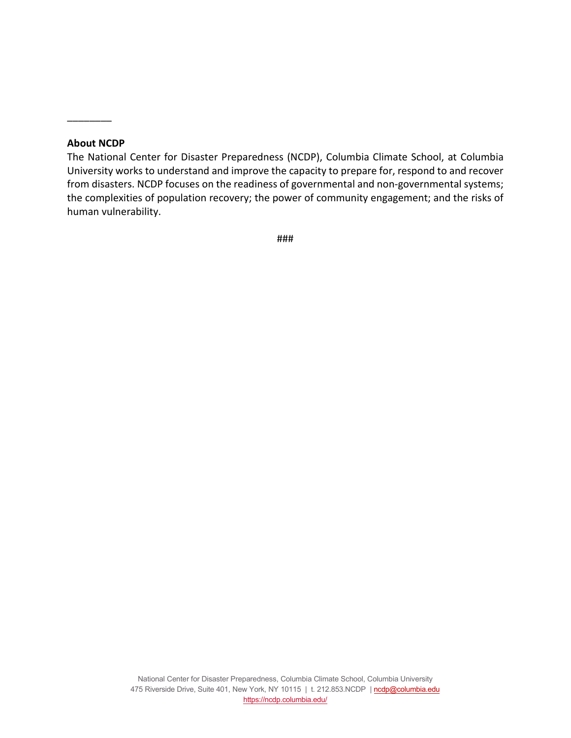________

**About NCDP**

The National Center for Disaster Preparedness (NCDP), Columbia Climate School, at Columbia University works to understand and improve the capacity to prepare for, respond to and recover from disasters. NCDP focuses on the readiness of governmental and non-governmental systems; the complexities of population recovery; the power of community engagement; and the risks of human vulnerability.

###

National Center for Disaster Preparedness, Columbia Climate School, Columbia University
475 Riverside Drive, Suite 401, New York, NY 10115 | t. 212.853.NCDP | ncdp@columbia.edu
https://ncdp.columbia.edu/